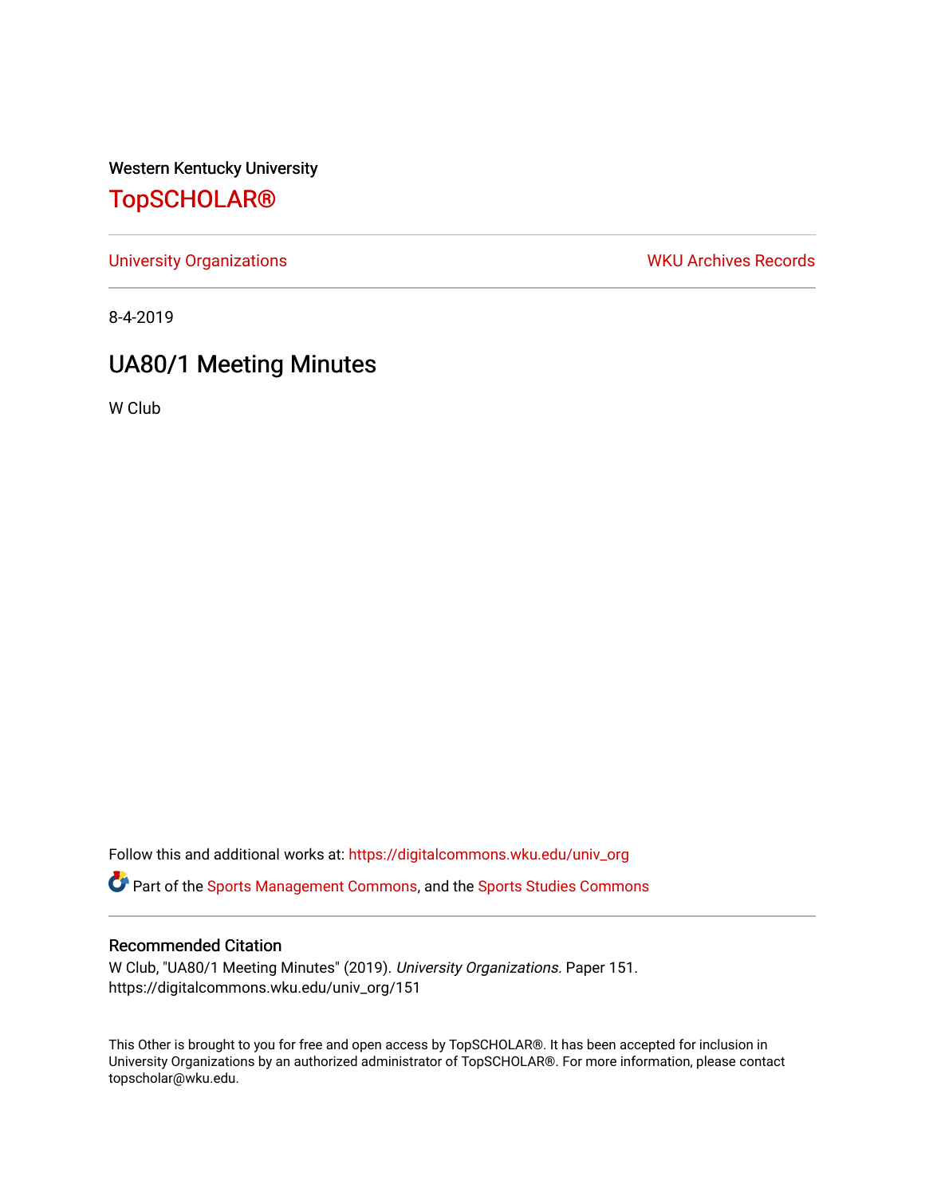Western Kentucky University

# TopSCHOLAR®

University Organizations | WKU Archives Records

8-4-2019

## UA80/1 Meeting Minutes

W Club

Follow this and additional works at: https://digitalcommons.wku.edu/univ_org

Part of the Sports Management Commons, and the Sports Studies Commons

### Recommended Citation

W Club, "UA80/1 Meeting Minutes" (2019). *University Organizations.* Paper 151.
https://digitalcommons.wku.edu/univ_org/151

This Other is brought to you for free and open access by TopSCHOLAR®. It has been accepted for inclusion in University Organizations by an authorized administrator of TopSCHOLAR®. For more information, please contact topscholar@wku.edu.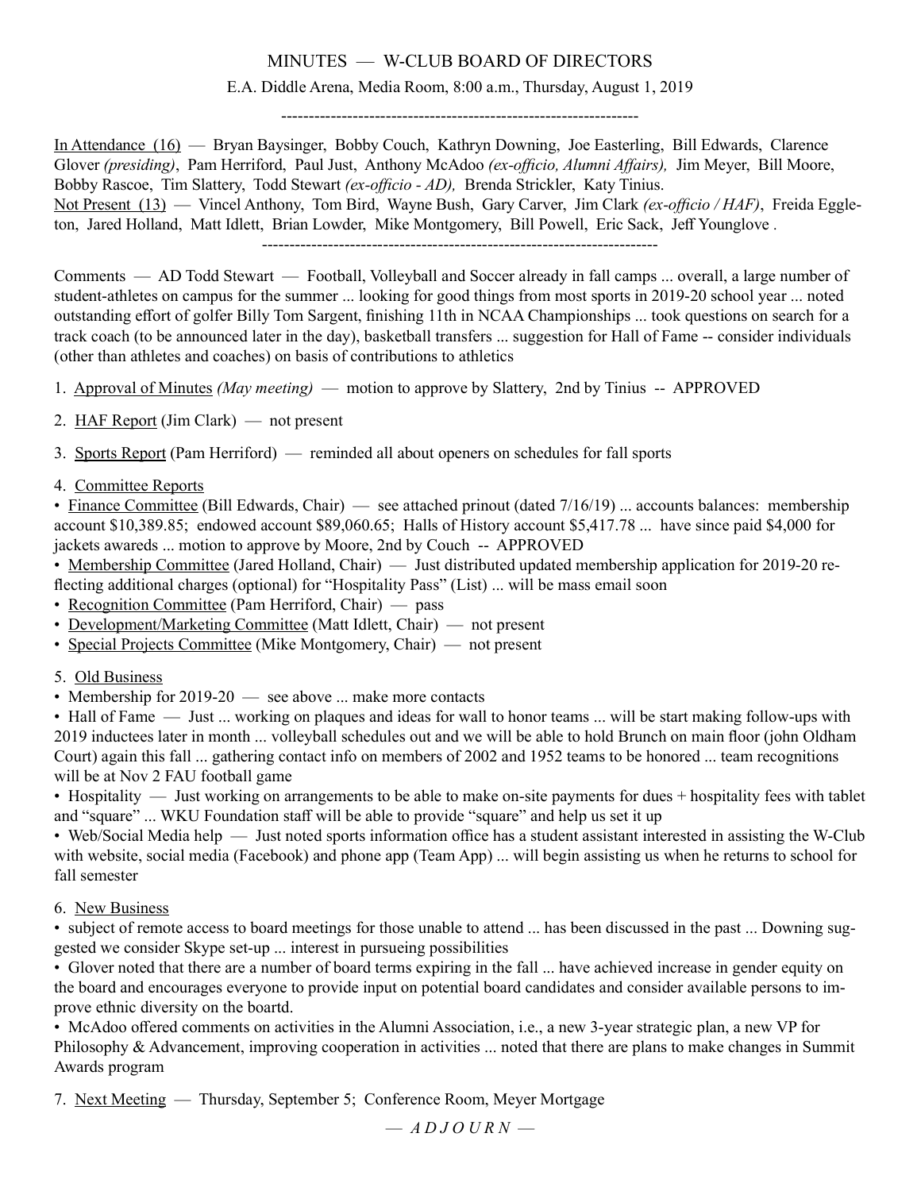# MINUTES — W-CLUB BOARD OF DIRECTORS

E.A. Diddle Arena, Media Room, 8:00 a.m., Thursday, August 1, 2019

---

In Attendance (16) — Bryan Baysinger, Bobby Couch, Kathryn Downing, Joe Easterling, Bill Edwards, Clarence Glover *(presiding)*, Pam Herriford, Paul Just, Anthony McAdoo *(ex-officio, Alumni Affairs),* Jim Meyer, Bill Moore, Bobby Rascoe, Tim Slattery, Todd Stewart *(ex-officio - AD),* Brenda Strickler, Katy Tinius.
Not Present (13) — Vincel Anthony, Tom Bird, Wayne Bush, Gary Carver, Jim Clark *(ex-officio / HAF)*, Freida Eggleton, Jared Holland, Matt Idlett, Brian Lowder, Mike Montgomery, Bill Powell, Eric Sack, Jeff Younglove .

---

Comments — AD Todd Stewart — Football, Volleyball and Soccer already in fall camps ... overall, a large number of student-athletes on campus for the summer ... looking for good things from most sports in 2019-20 school year ... noted outstanding effort of golfer Billy Tom Sargent, finishing 11th in NCAA Championships ... took questions on search for a track coach (to be announced later in the day), basketball transfers ... suggestion for Hall of Fame -- consider individuals (other than athletes and coaches) on basis of contributions to athletics

1. Approval of Minutes *(May meeting)* — motion to approve by Slattery, 2nd by Tinius -- APPROVED

2. HAF Report (Jim Clark) — not present

3. Sports Report (Pam Herriford) — reminded all about openers on schedules for fall sports

4. Committee Reports
- Finance Committee (Bill Edwards, Chair) — see attached prinout (dated 7/16/19) ... accounts balances: membership account $10,389.85; endowed account $89,060.65; Halls of History account $5,417.78 ... have since paid $4,000 for jackets awareds ... motion to approve by Moore, 2nd by Couch -- APPROVED
- Membership Committee (Jared Holland, Chair) — Just distributed updated membership application for 2019-20 reflecting additional charges (optional) for "Hospitality Pass" (List) ... will be mass email soon
- Recognition Committee (Pam Herriford, Chair) — pass
- Development/Marketing Committee (Matt Idlett, Chair) — not present
- Special Projects Committee (Mike Montgomery, Chair) — not present

5. Old Business
- Membership for 2019-20 — see above ... make more contacts
- Hall of Fame — Just ... working on plaques and ideas for wall to honor teams ... will be start making follow-ups with 2019 inductees later in month ... volleyball schedules out and we will be able to hold Brunch on main floor (john Oldham Court) again this fall ... gathering contact info on members of 2002 and 1952 teams to be honored ... team recognitions will be at Nov 2 FAU football game
- Hospitality — Just working on arrangements to be able to make on-site payments for dues + hospitality fees with tablet and "square" ... WKU Foundation staff will be able to provide "square" and help us set it up
- Web/Social Media help — Just noted sports information office has a student assistant interested in assisting the W-Club with website, social media (Facebook) and phone app (Team App) ... will begin assisting us when he returns to school for fall semester

6. New Business
- subject of remote access to board meetings for those unable to attend ... has been discussed in the past ... Downing suggested we consider Skype set-up ... interest in pursueing possibilities
- Glover noted that there are a number of board terms expiring in the fall ... have achieved increase in gender equity on the board and encourages everyone to provide input on potential board candidates and consider available persons to improve ethnic diversity on the boartd.
- McAdoo offered comments on activities in the Alumni Association, i.e., a new 3-year strategic plan, a new VP for Philosophy & Advancement, improving cooperation in activities ... noted that there are plans to make changes in Summit Awards program

7. Next Meeting — Thursday, September 5; Conference Room, Meyer Mortgage

*— A D J O U R N —*